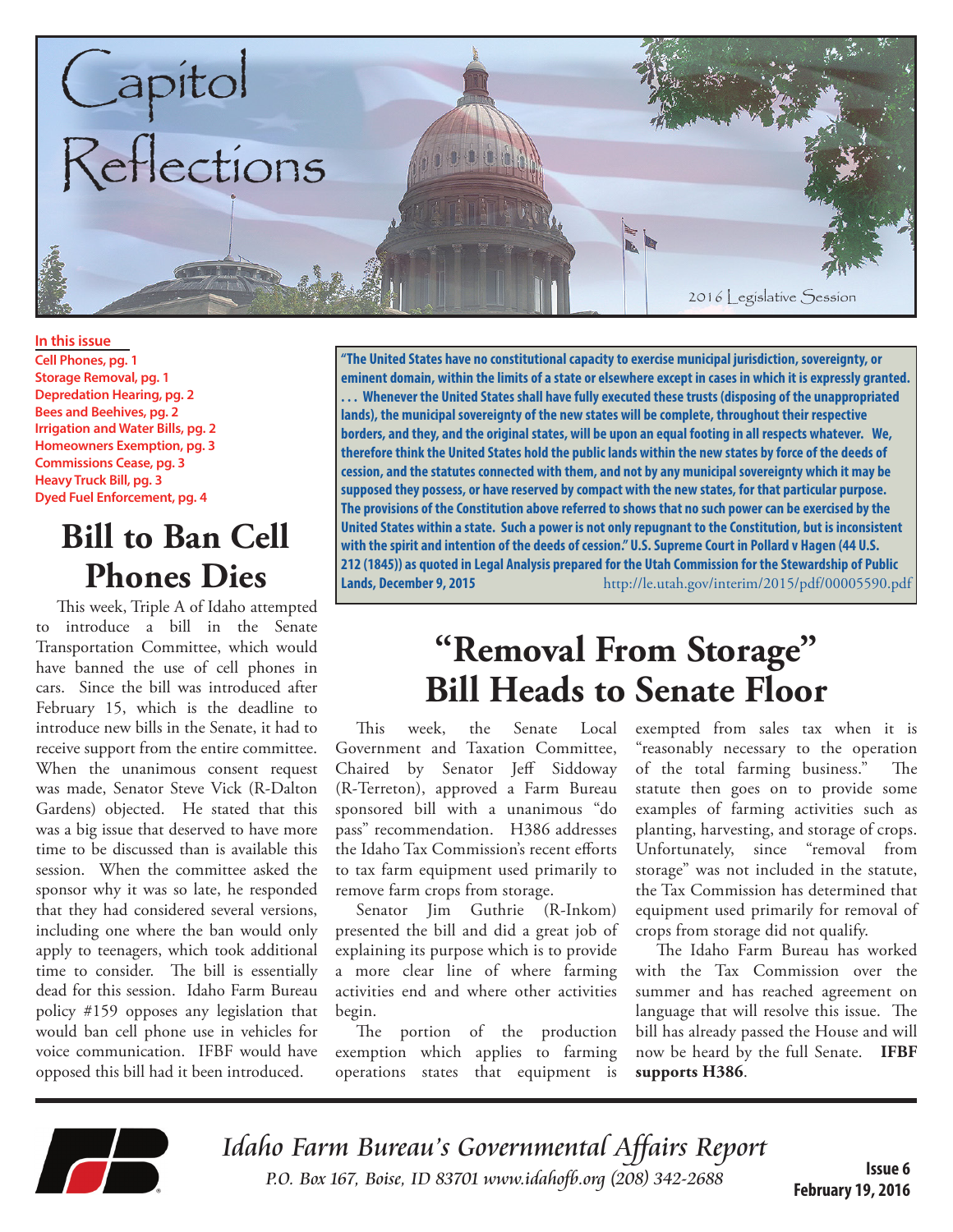# Capitol Reflections

2016 Legislative Session

**In this issue**

- Cell Phones, pg. 1
- Storage Removal, pg. 1
- Depredation Hearing, pg. 2
- Bees and Beehives, pg. 2
- Irrigation and Water Bills, pg. 2
- Homeowners Exemption, pg. 3
- Commissions Cease, pg. 3
- Heavy Truck Bill, pg. 3
- Dyed Fuel Enforcement, pg. 4

**"The United States have no constitutional capacity to exercise municipal jurisdiction, sovereignty, or eminent domain, within the limits of a state or elsewhere except in cases in which it is expressly granted. . . . Whenever the United States shall have fully executed these trusts (disposing of the unappropriated lands), the municipal sovereignty of the new states will be complete, throughout their respective borders, and they, and the original states, will be upon an equal footing in all respects whatever. We, therefore think the United States hold the public lands within the new states by force of the deeds of cession, and the statutes connected with them, and not by any municipal sovereignty which it may be supposed they possess, or have reserved by compact with the new states, for that particular purpose. The provisions of the Constitution above referred to shows that no such power can be exercised by the United States within a state. Such a power is not only repugnant to the Constitution, but is inconsistent with the spirit and intention of the deeds of cession." U.S. Supreme Court in Pollard v Hagen (44 U.S. 212 (1845)) as quoted in Legal Analysis prepared for the Utah Commission for the Stewardship of Public Lands, December 9, 2015** http://le.utah.gov/interim/2015/pdf/00005590.pdf

## Bill to Ban Cell Phones Dies

This week, Triple A of Idaho attempted to introduce a bill in the Senate Transportation Committee, which would have banned the use of cell phones in cars. Since the bill was introduced after February 15, which is the deadline to introduce new bills in the Senate, it had to receive support from the entire committee. When the unanimous consent request was made, Senator Steve Vick (R-Dalton Gardens) objected. He stated that this was a big issue that deserved to have more time to be discussed than is available this session. When the committee asked the sponsor why it was so late, he responded that they had considered several versions, including one where the ban would only apply to teenagers, which took additional time to consider. The bill is essentially dead for this session. Idaho Farm Bureau policy #159 opposes any legislation that would ban cell phone use in vehicles for voice communication. IFBF would have opposed this bill had it been introduced.

## "Removal From Storage" Bill Heads to Senate Floor

This week, the Senate Local Government and Taxation Committee, Chaired by Senator Jeff Siddoway (R-Terreton), approved a Farm Bureau sponsored bill with a unanimous "do pass" recommendation. H386 addresses the Idaho Tax Commission's recent efforts to tax farm equipment used primarily to remove farm crops from storage.

Senator Jim Guthrie (R-Inkom) presented the bill and did a great job of explaining its purpose which is to provide a more clear line of where farming activities end and where other activities begin.

The portion of the production exemption which applies to farming operations states that equipment is exempted from sales tax when it is "reasonably necessary to the operation of the total farming business." The statute then goes on to provide some examples of farming activities such as planting, harvesting, and storage of crops. Unfortunately, since "removal from storage" was not included in the statute, the Tax Commission has determined that equipment used primarily for removal of crops from storage did not qualify.

The Idaho Farm Bureau has worked with the Tax Commission over the summer and has reached agreement on language that will resolve this issue. The bill has already passed the House and will now be heard by the full Senate. **IFBF supports H386**.

*Idaho Farm Bureau's Governmental Affairs Report*

*P.O. Box 167, Boise, ID 83701 www.idahofb.org (208) 342-2688*

**Issue 6**
**February 19, 2016**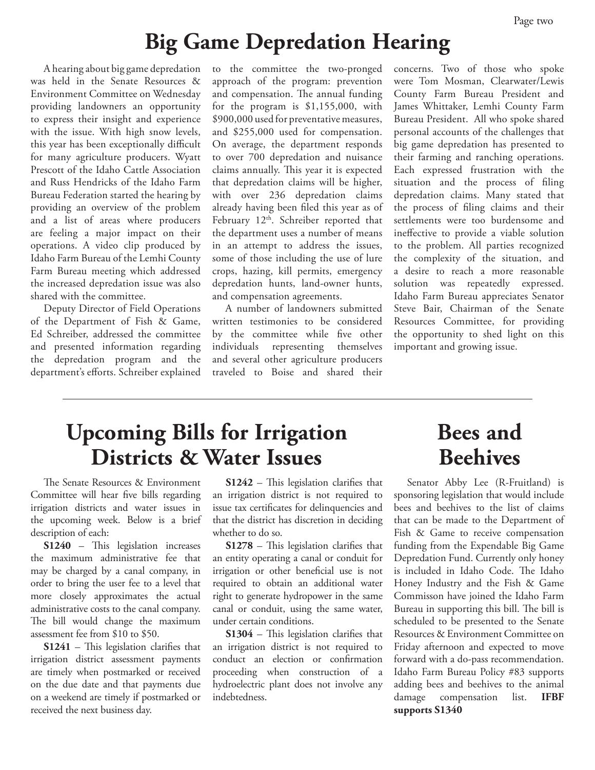# Big Game Depredation Hearing

A hearing about big game depredation was held in the Senate Resources & Environment Committee on Wednesday providing landowners an opportunity to express their insight and experience with the issue. With high snow levels, this year has been exceptionally difficult for many agriculture producers. Wyatt Prescott of the Idaho Cattle Association and Russ Hendricks of the Idaho Farm Bureau Federation started the hearing by providing an overview of the problem and a list of areas where producers are feeling a major impact on their operations. A video clip produced by Idaho Farm Bureau of the Lemhi County Farm Bureau meeting which addressed the increased depredation issue was also shared with the committee.

Deputy Director of Field Operations of the Department of Fish & Game, Ed Schreiber, addressed the committee and presented information regarding the depredation program and the department's efforts. Schreiber explained to the committee the two-pronged approach of the program: prevention and compensation. The annual funding for the program is $1,155,000, with $900,000 used for preventative measures, and $255,000 used for compensation. On average, the department responds to over 700 depredation and nuisance claims annually. This year it is expected that depredation claims will be higher, with over 236 depredation claims already having been filed this year as of February 12th. Schreiber reported that the department uses a number of means in an attempt to address the issues, some of those including the use of lure crops, hazing, kill permits, emergency depredation hunts, land-owner hunts, and compensation agreements.

A number of landowners submitted written testimonies to be considered by the committee while five other individuals representing themselves and several other agriculture producers traveled to Boise and shared their concerns. Two of those who spoke were Tom Mosman, Clearwater/Lewis County Farm Bureau President and James Whittaker, Lemhi County Farm Bureau President. All who spoke shared personal accounts of the challenges that big game depredation has presented to their farming and ranching operations. Each expressed frustration with the situation and the process of filing depredation claims. Many stated that the process of filing claims and their settlements were too burdensome and ineffective to provide a viable solution to the problem. All parties recognized the complexity of the situation, and a desire to reach a more reasonable solution was repeatedly expressed. Idaho Farm Bureau appreciates Senator Steve Bair, Chairman of the Senate Resources Committee, for providing the opportunity to shed light on this important and growing issue.

---

# Upcoming Bills for Irrigation Districts & Water Issues

The Senate Resources & Environment Committee will hear five bills regarding irrigation districts and water issues in the upcoming week. Below is a brief description of each:

**S1240** – This legislation increases the maximum administrative fee that may be charged by a canal company, in order to bring the user fee to a level that more closely approximates the actual administrative costs to the canal company. The bill would change the maximum assessment fee from $10 to $50.

**S1241** – This legislation clarifies that irrigation district assessment payments are timely when postmarked or received on the due date and that payments due on a weekend are timely if postmarked or received the next business day.

**S1242** – This legislation clarifies that an irrigation district is not required to issue tax certificates for delinquencies and that the district has discretion in deciding whether to do so.

**S1278** – This legislation clarifies that an entity operating a canal or conduit for irrigation or other beneficial use is not required to obtain an additional water right to generate hydropower in the same canal or conduit, using the same water, under certain conditions.

**S1304** – This legislation clarifies that an irrigation district is not required to conduct an election or confirmation proceeding when construction of a hydroelectric plant does not involve any indebtedness.

# Bees and Beehives

Senator Abby Lee (R-Fruitland) is sponsoring legislation that would include bees and beehives to the list of claims that can be made to the Department of Fish & Game to receive compensation funding from the Expendable Big Game Depredation Fund. Currently only honey is included in Idaho Code. The Idaho Honey Industry and the Fish & Game Commisson have joined the Idaho Farm Bureau in supporting this bill. The bill is scheduled to be presented to the Senate Resources & Environment Committee on Friday afternoon and expected to move forward with a do-pass recommendation. Idaho Farm Bureau Policy #83 supports adding bees and beehives to the animal damage compensation list. **IFBF supports S1340**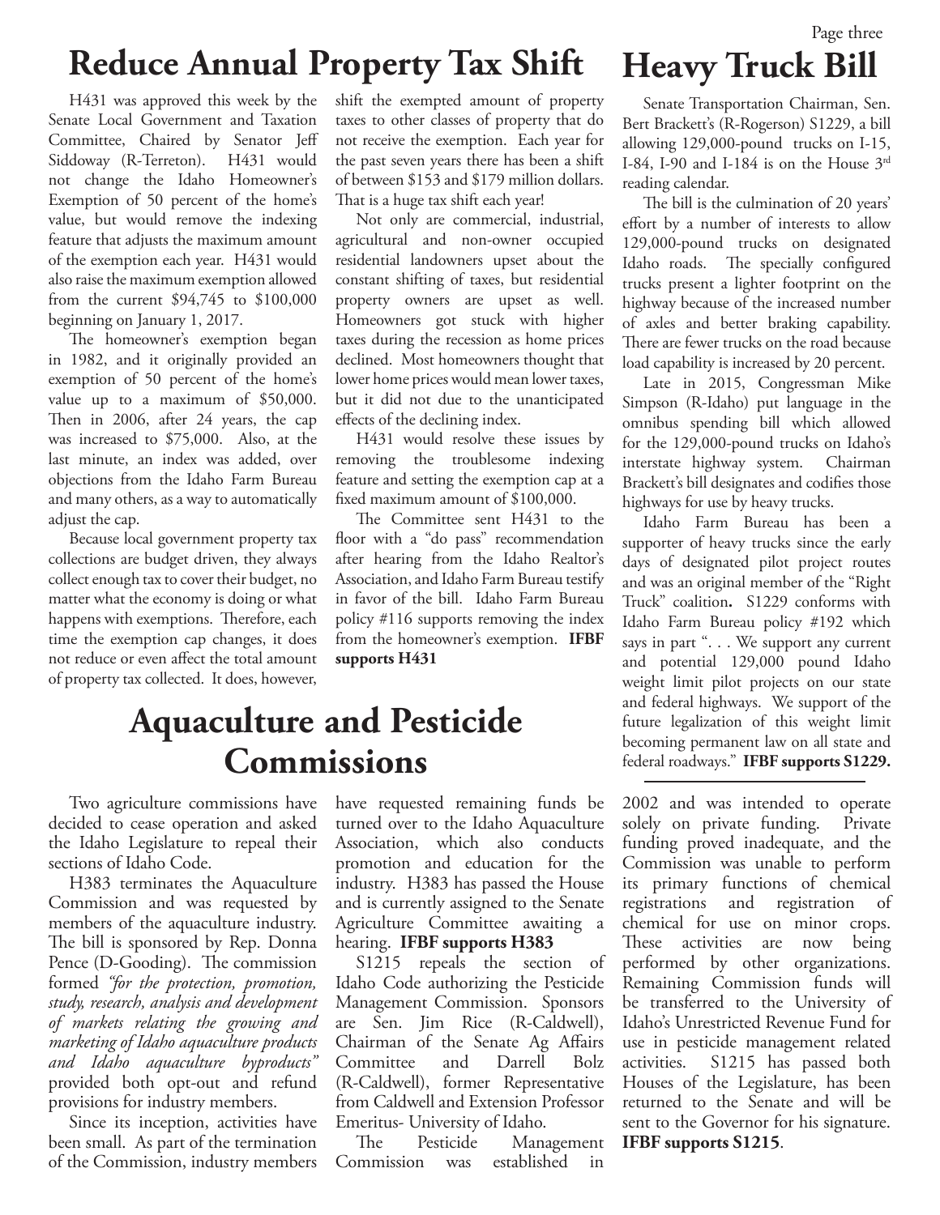# Reduce Annual Property Tax Shift

H431 was approved this week by the Senate Local Government and Taxation Committee, Chaired by Senator Jeff Siddoway (R-Terreton). H431 would not change the Idaho Homeowner's Exemption of 50 percent of the home's value, but would remove the indexing feature that adjusts the maximum amount of the exemption each year. H431 would also raise the maximum exemption allowed from the current $94,745 to $100,000 beginning on January 1, 2017.

The homeowner's exemption began in 1982, and it originally provided an exemption of 50 percent of the home's value up to a maximum of $50,000. Then in 2006, after 24 years, the cap was increased to $75,000. Also, at the last minute, an index was added, over objections from the Idaho Farm Bureau and many others, as a way to automatically adjust the cap.

Because local government property tax collections are budget driven, they always collect enough tax to cover their budget, no matter what the economy is doing or what happens with exemptions. Therefore, each time the exemption cap changes, it does not reduce or even affect the total amount of property tax collected. It does, however, shift the exempted amount of property taxes to other classes of property that do not receive the exemption. Each year for the past seven years there has been a shift of between $153 and $179 million dollars. That is a huge tax shift each year!

Not only are commercial, industrial, agricultural and non-owner occupied residential landowners upset about the constant shifting of taxes, but residential property owners are upset as well. Homeowners got stuck with higher taxes during the recession as home prices declined. Most homeowners thought that lower home prices would mean lower taxes, but it did not due to the unanticipated effects of the declining index.

H431 would resolve these issues by removing the troublesome indexing feature and setting the exemption cap at a fixed maximum amount of $100,000.

The Committee sent H431 to the floor with a "do pass" recommendation after hearing from the Idaho Realtor's Association, and Idaho Farm Bureau testify in favor of the bill. Idaho Farm Bureau policy #116 supports removing the index from the homeowner's exemption. **IFBF supports H431**

# Heavy Truck Bill

Senate Transportation Chairman, Sen. Bert Brackett's (R-Rogerson) S1229, a bill allowing 129,000-pound trucks on I-15, I-84, I-90 and I-184 is on the House 3rd reading calendar.

The bill is the culmination of 20 years' effort by a number of interests to allow 129,000-pound trucks on designated Idaho roads. The specially configured trucks present a lighter footprint on the highway because of the increased number of axles and better braking capability. There are fewer trucks on the road because load capability is increased by 20 percent.

Late in 2015, Congressman Mike Simpson (R-Idaho) put language in the omnibus spending bill which allowed for the 129,000-pound trucks on Idaho's interstate highway system. Chairman Brackett's bill designates and codifies those highways for use by heavy trucks.

Idaho Farm Bureau has been a supporter of heavy trucks since the early days of designated pilot project routes and was an original member of the "Right Truck" coalition**.** S1229 conforms with Idaho Farm Bureau policy #192 which says in part ". . . We support any current and potential 129,000 pound Idaho weight limit pilot projects on our state and federal highways. We support of the future legalization of this weight limit becoming permanent law on all state and federal roadways." **IFBF supports S1229.**

# Aquaculture and Pesticide Commissions

Two agriculture commissions have decided to cease operation and asked the Idaho Legislature to repeal their sections of Idaho Code.

H383 terminates the Aquaculture Commission and was requested by members of the aquaculture industry. The bill is sponsored by Rep. Donna Pence (D-Gooding). The commission formed *"for the protection, promotion, study, research, analysis and development of markets relating the growing and marketing of Idaho aquaculture products and Idaho aquaculture byproducts"* provided both opt-out and refund provisions for industry members.

Since its inception, activities have been small. As part of the termination of the Commission, industry members have requested remaining funds be turned over to the Idaho Aquaculture Association, which also conducts promotion and education for the industry. H383 has passed the House and is currently assigned to the Senate Agriculture Committee awaiting a hearing. **IFBF supports H383**

S1215 repeals the section of Idaho Code authorizing the Pesticide Management Commission. Sponsors are Sen. Jim Rice (R-Caldwell), Chairman of the Senate Ag Affairs Committee and Darrell Bolz (R-Caldwell), former Representative from Caldwell and Extension Professor Emeritus- University of Idaho.

The Pesticide Management Commission was established in 2002 and was intended to operate solely on private funding. Private funding proved inadequate, and the Commission was unable to perform its primary functions of chemical registrations and registration of chemical for use on minor crops. These activities are now being performed by other organizations. Remaining Commission funds will be transferred to the University of Idaho's Unrestricted Revenue Fund for use in pesticide management related activities. S1215 has passed both Houses of the Legislature, has been returned to the Senate and will be sent to the Governor for his signature. **IFBF supports S1215**.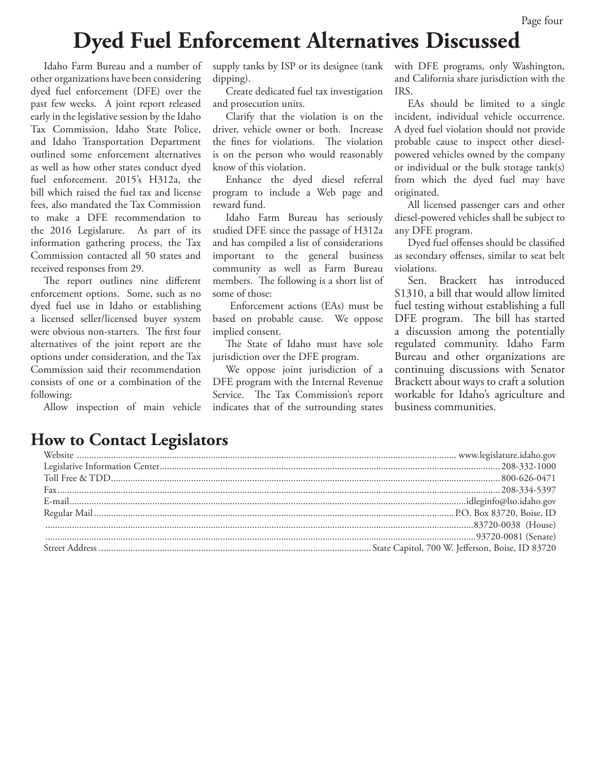# Dyed Fuel Enforcement Alternatives Discussed

Idaho Farm Bureau and a number of other organizations have been considering dyed fuel enforcement (DFE) over the past few weeks. A joint report released early in the legislative session by the Idaho Tax Commission, Idaho State Police, and Idaho Transportation Department outlined some enforcement alternatives as well as how other states conduct dyed fuel enforcement. 2015's H312a, the bill which raised the fuel tax and license fees, also mandated the Tax Commission to make a DFE recommendation to the 2016 Legislature. As part of its information gathering process, the Tax Commission contacted all 50 states and received responses from 29.

The report outlines nine different enforcement options. Some, such as no dyed fuel use in Idaho or establishing a licensed seller/licensed buyer system were obvious non-starters. The first four alternatives of the joint report are the options under consideration, and the Tax Commission said their recommendation consists of one or a combination of the following:

Allow inspection of main vehicle supply tanks by ISP or its designee (tank dipping).

Create dedicated fuel tax investigation and prosecution units.

Clarify that the violation is on the driver, vehicle owner or both. Increase the fines for violations. The violation is on the person who would reasonably know of this violation.

Enhance the dyed diesel referral program to include a Web page and reward fund.

Idaho Farm Bureau has seriously studied DFE since the passage of H312a and has compiled a list of considerations important to the general business community as well as Farm Bureau members. The following is a short list of some of those:

Enforcement actions (EAs) must be based on probable cause. We oppose implied consent.

The State of Idaho must have sole jurisdiction over the DFE program.

We oppose joint jurisdiction of a DFE program with the Internal Revenue Service. The Tax Commission's report indicates that of the surrounding states with DFE programs, only Washington, and California share jurisdiction with the IRS.

EAs should be limited to a single incident, individual vehicle occurrence. A dyed fuel violation should not provide probable cause to inspect other diesel-powered vehicles owned by the company or individual or the bulk storage tank(s) from which the dyed fuel may have originated.

All licensed passenger cars and other diesel-powered vehicles shall be subject to any DFE program.

Dyed fuel offenses should be classified as secondary offenses, similar to seat belt violations.

Sen. Brackett has introduced S1310, a bill that would allow limited fuel testing without establishing a full DFE program. The bill has started a discussion among the potentially regulated community. Idaho Farm Bureau and other organizations are continuing discussions with Senator Brackett about ways to craft a solution workable for Idaho's agriculture and business communities.

## How to Contact Legislators

| | |
|---|---|
| Website | www.legislature.idaho.gov |
| Legislative Information Center | 208-332-1000 |
| Toll Free & TDD | 800-626-0471 |
| Fax | 208-334-5397 |
| E-mail | idleginfo@lso.idaho.gov |
| Regular Mail | P.O. Box 83720, Boise, ID |
| | 83720-0038 (House) |
| | 93720-0081 (Senate) |
| Street Address | State Capitol, 700 W. Jefferson, Boise, ID 83720 |